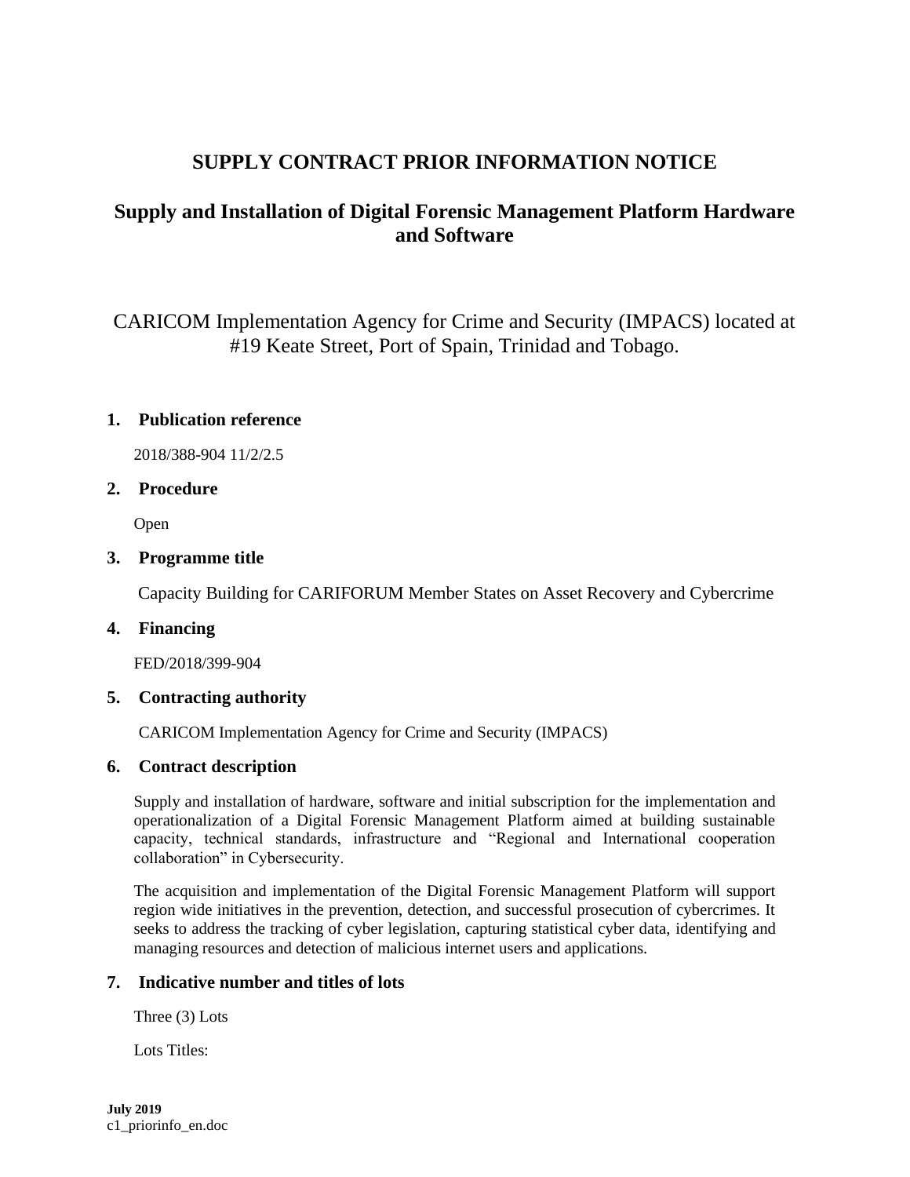# SUPPLY CONTRACT PRIOR INFORMATION NOTICE

## Supply and Installation of Digital Forensic Management Platform Hardware and Software

CARICOM Implementation Agency for Crime and Security (IMPACS) located at #19 Keate Street, Port of Spain, Trinidad and Tobago.

### 1. Publication reference

2018/388-904 11/2/2.5

### 2. Procedure

Open

### 3. Programme title

Capacity Building for CARIFORUM Member States on Asset Recovery and Cybercrime

### 4. Financing

FED/2018/399-904

### 5. Contracting authority

CARICOM Implementation Agency for Crime and Security (IMPACS)

### 6. Contract description

Supply and installation of hardware, software and initial subscription for the implementation and operationalization of a Digital Forensic Management Platform aimed at building sustainable capacity, technical standards, infrastructure and "Regional and International cooperation collaboration" in Cybersecurity.

The acquisition and implementation of the Digital Forensic Management Platform will support region wide initiatives in the prevention, detection, and successful prosecution of cybercrimes. It seeks to address the tracking of cyber legislation, capturing statistical cyber data, identifying and managing resources and detection of malicious internet users and applications.

### 7. Indicative number and titles of lots

Three (3) Lots

Lots Titles: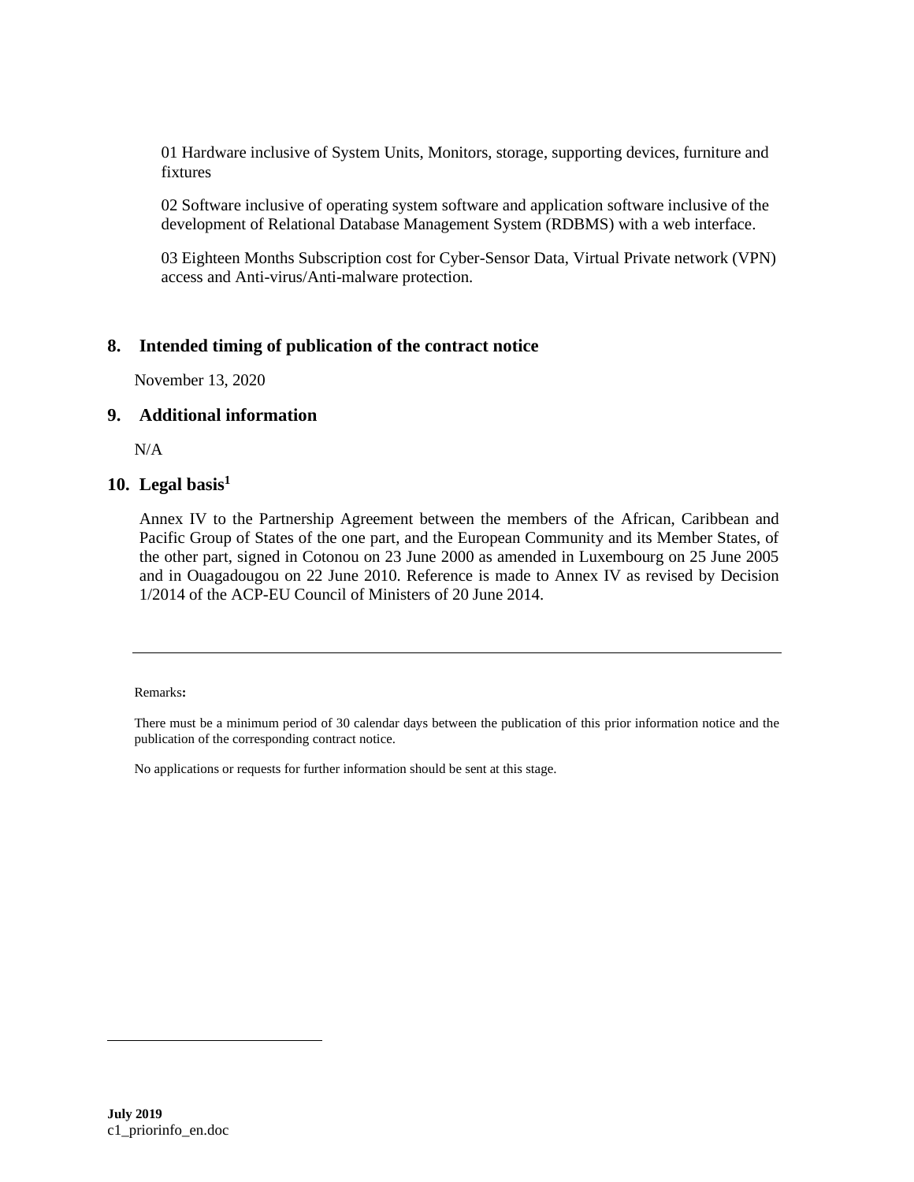01 Hardware inclusive of System Units, Monitors, storage, supporting devices, furniture and fixtures

02 Software inclusive of operating system software and application software inclusive of the development of Relational Database Management System (RDBMS) with a web interface.

03 Eighteen Months Subscription cost for Cyber-Sensor Data, Virtual Private network (VPN) access and Anti-virus/Anti-malware protection.

## 8. Intended timing of publication of the contract notice

November 13, 2020

## 9. Additional information

N/A

## 10. Legal basis[1]

Annex IV to the Partnership Agreement between the members of the African, Caribbean and Pacific Group of States of the one part, and the European Community and its Member States, of the other part, signed in Cotonou on 23 June 2000 as amended in Luxembourg on 25 June 2005 and in Ouagadougou on 22 June 2010. Reference is made to Annex IV as revised by Decision 1/2014 of the ACP-EU Council of Ministers of 20 June 2014.

---

Remarks**:**

There must be a minimum period of 30 calendar days between the publication of this prior information notice and the publication of the corresponding contract notice.

No applications or requests for further information should be sent at this stage.